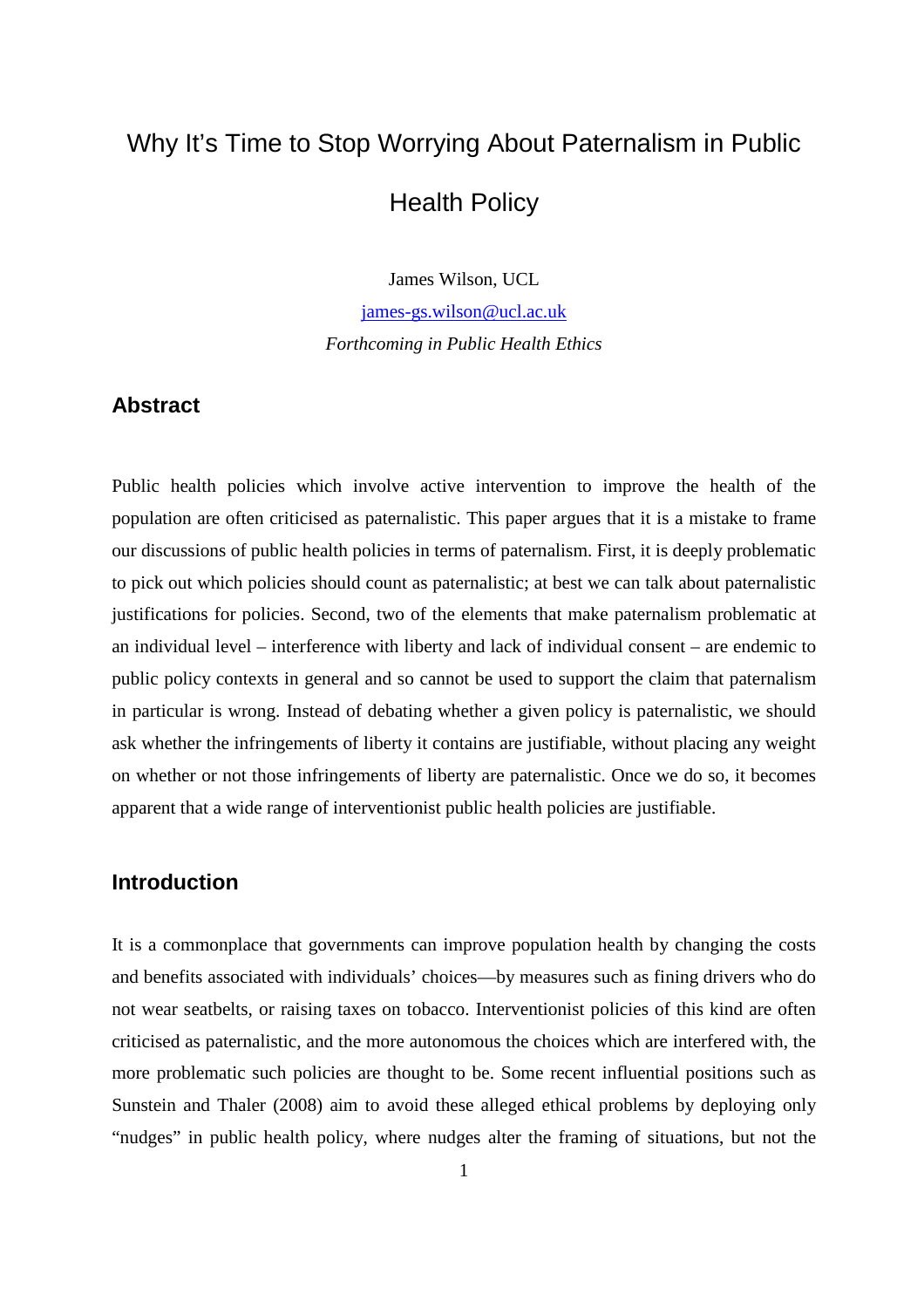# Why It's Time to Stop Worrying About Paternalism in Public Health Policy

James Wilson, UCL

james-gs.wilson@ucl.ac.uk

*Forthcoming in Public Health Ethics*

## Abstract

Public health policies which involve active intervention to improve the health of the population are often criticised as paternalistic. This paper argues that it is a mistake to frame our discussions of public health policies in terms of paternalism. First, it is deeply problematic to pick out which policies should count as paternalistic; at best we can talk about paternalistic justifications for policies. Second, two of the elements that make paternalism problematic at an individual level – interference with liberty and lack of individual consent – are endemic to public policy contexts in general and so cannot be used to support the claim that paternalism in particular is wrong. Instead of debating whether a given policy is paternalistic, we should ask whether the infringements of liberty it contains are justifiable, without placing any weight on whether or not those infringements of liberty are paternalistic. Once we do so, it becomes apparent that a wide range of interventionist public health policies are justifiable.

## Introduction

It is a commonplace that governments can improve population health by changing the costs and benefits associated with individuals' choices—by measures such as fining drivers who do not wear seatbelts, or raising taxes on tobacco. Interventionist policies of this kind are often criticised as paternalistic, and the more autonomous the choices which are interfered with, the more problematic such policies are thought to be. Some recent influential positions such as Sunstein and Thaler (2008) aim to avoid these alleged ethical problems by deploying only "nudges" in public health policy, where nudges alter the framing of situations, but not the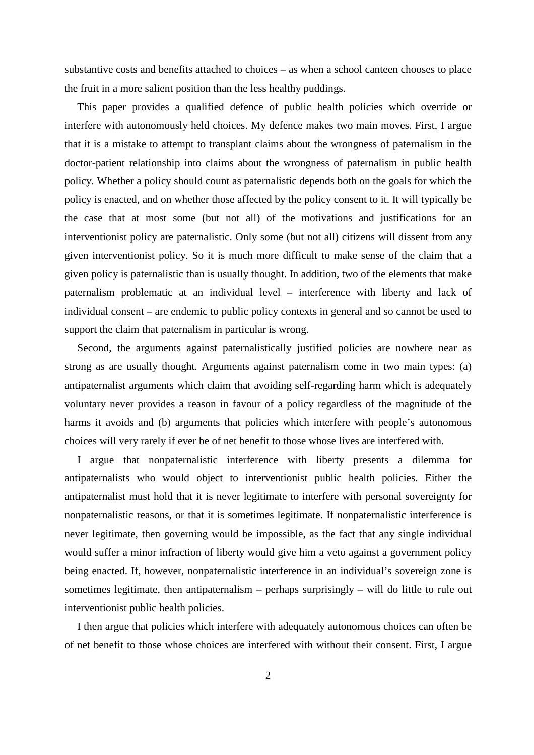substantive costs and benefits attached to choices – as when a school canteen chooses to place the fruit in a more salient position than the less healthy puddings.

This paper provides a qualified defence of public health policies which override or interfere with autonomously held choices. My defence makes two main moves. First, I argue that it is a mistake to attempt to transplant claims about the wrongness of paternalism in the doctor-patient relationship into claims about the wrongness of paternalism in public health policy. Whether a policy should count as paternalistic depends both on the goals for which the policy is enacted, and on whether those affected by the policy consent to it. It will typically be the case that at most some (but not all) of the motivations and justifications for an interventionist policy are paternalistic. Only some (but not all) citizens will dissent from any given interventionist policy. So it is much more difficult to make sense of the claim that a given policy is paternalistic than is usually thought. In addition, two of the elements that make paternalism problematic at an individual level – interference with liberty and lack of individual consent – are endemic to public policy contexts in general and so cannot be used to support the claim that paternalism in particular is wrong.

Second, the arguments against paternalistically justified policies are nowhere near as strong as are usually thought. Arguments against paternalism come in two main types: (a) antipaternalist arguments which claim that avoiding self-regarding harm which is adequately voluntary never provides a reason in favour of a policy regardless of the magnitude of the harms it avoids and (b) arguments that policies which interfere with people's autonomous choices will very rarely if ever be of net benefit to those whose lives are interfered with.

I argue that nonpaternalistic interference with liberty presents a dilemma for antipaternalists who would object to interventionist public health policies. Either the antipaternalist must hold that it is never legitimate to interfere with personal sovereignty for nonpaternalistic reasons, or that it is sometimes legitimate. If nonpaternalistic interference is never legitimate, then governing would be impossible, as the fact that any single individual would suffer a minor infraction of liberty would give him a veto against a government policy being enacted. If, however, nonpaternalistic interference in an individual's sovereign zone is sometimes legitimate, then antipaternalism – perhaps surprisingly – will do little to rule out interventionist public health policies.

I then argue that policies which interfere with adequately autonomous choices can often be of net benefit to those whose choices are interfered with without their consent. First, I argue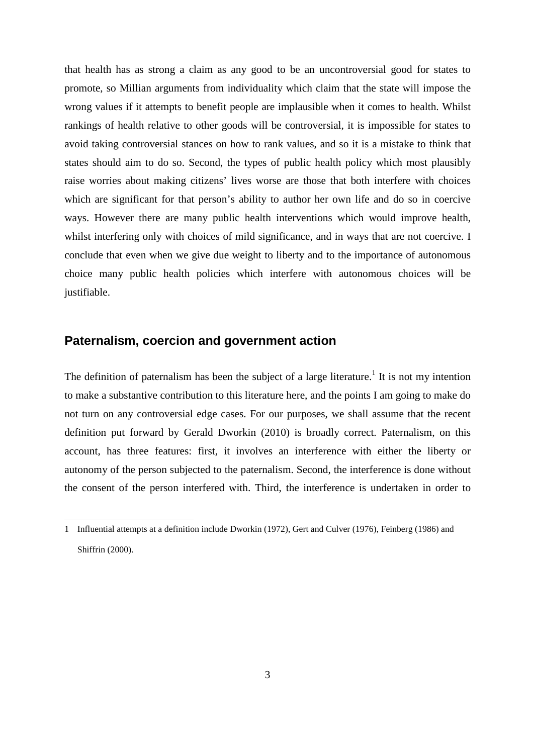that health has as strong a claim as any good to be an uncontroversial good for states to promote, so Millian arguments from individuality which claim that the state will impose the wrong values if it attempts to benefit people are implausible when it comes to health. Whilst rankings of health relative to other goods will be controversial, it is impossible for states to avoid taking controversial stances on how to rank values, and so it is a mistake to think that states should aim to do so. Second, the types of public health policy which most plausibly raise worries about making citizens' lives worse are those that both interfere with choices which are significant for that person's ability to author her own life and do so in coercive ways. However there are many public health interventions which would improve health, whilst interfering only with choices of mild significance, and in ways that are not coercive. I conclude that even when we give due weight to liberty and to the importance of autonomous choice many public health policies which interfere with autonomous choices will be justifiable.

## Paternalism, coercion and government action

The definition of paternalism has been the subject of a large literature.[1] It is not my intention to make a substantive contribution to this literature here, and the points I am going to make do not turn on any controversial edge cases. For our purposes, we shall assume that the recent definition put forward by Gerald Dworkin (2010) is broadly correct. Paternalism, on this account, has three features: first, it involves an interference with either the liberty or autonomy of the person subjected to the paternalism. Second, the interference is done without the consent of the person interfered with. Third, the interference is undertaken in order to

1 Influential attempts at a definition include Dworkin (1972), Gert and Culver (1976), Feinberg (1986) and Shiffrin (2000).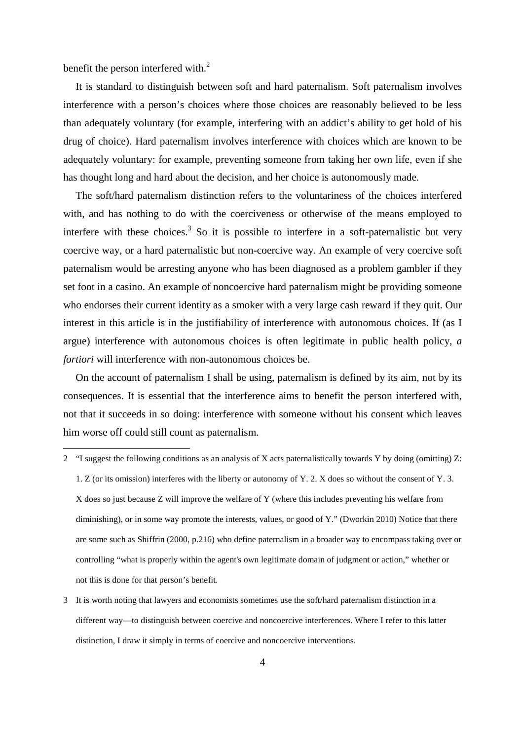benefit the person interfered with.[2]

It is standard to distinguish between soft and hard paternalism. Soft paternalism involves interference with a person's choices where those choices are reasonably believed to be less than adequately voluntary (for example, interfering with an addict's ability to get hold of his drug of choice). Hard paternalism involves interference with choices which are known to be adequately voluntary: for example, preventing someone from taking her own life, even if she has thought long and hard about the decision, and her choice is autonomously made.

The soft/hard paternalism distinction refers to the voluntariness of the choices interfered with, and has nothing to do with the coerciveness or otherwise of the means employed to interfere with these choices.[3] So it is possible to interfere in a soft-paternalistic but very coercive way, or a hard paternalistic but non-coercive way. An example of very coercive soft paternalism would be arresting anyone who has been diagnosed as a problem gambler if they set foot in a casino. An example of noncoercive hard paternalism might be providing someone who endorses their current identity as a smoker with a very large cash reward if they quit. Our interest in this article is in the justifiability of interference with autonomous choices. If (as I argue) interference with autonomous choices is often legitimate in public health policy, *a fortiori* will interference with non-autonomous choices be.

On the account of paternalism I shall be using, paternalism is defined by its aim, not by its consequences. It is essential that the interference aims to benefit the person interfered with, not that it succeeds in so doing: interference with someone without his consent which leaves him worse off could still count as paternalism.

---

2 "I suggest the following conditions as an analysis of X acts paternalistically towards Y by doing (omitting) Z: 1. Z (or its omission) interferes with the liberty or autonomy of Y. 2. X does so without the consent of Y. 3. X does so just because Z will improve the welfare of Y (where this includes preventing his welfare from diminishing), or in some way promote the interests, values, or good of Y." (Dworkin 2010) Notice that there are some such as Shiffrin (2000, p.216) who define paternalism in a broader way to encompass taking over or controlling "what is properly within the agent's own legitimate domain of judgment or action," whether or not this is done for that person's benefit.

3 It is worth noting that lawyers and economists sometimes use the soft/hard paternalism distinction in a different way—to distinguish between coercive and noncoercive interferences. Where I refer to this latter distinction, I draw it simply in terms of coercive and noncoercive interventions.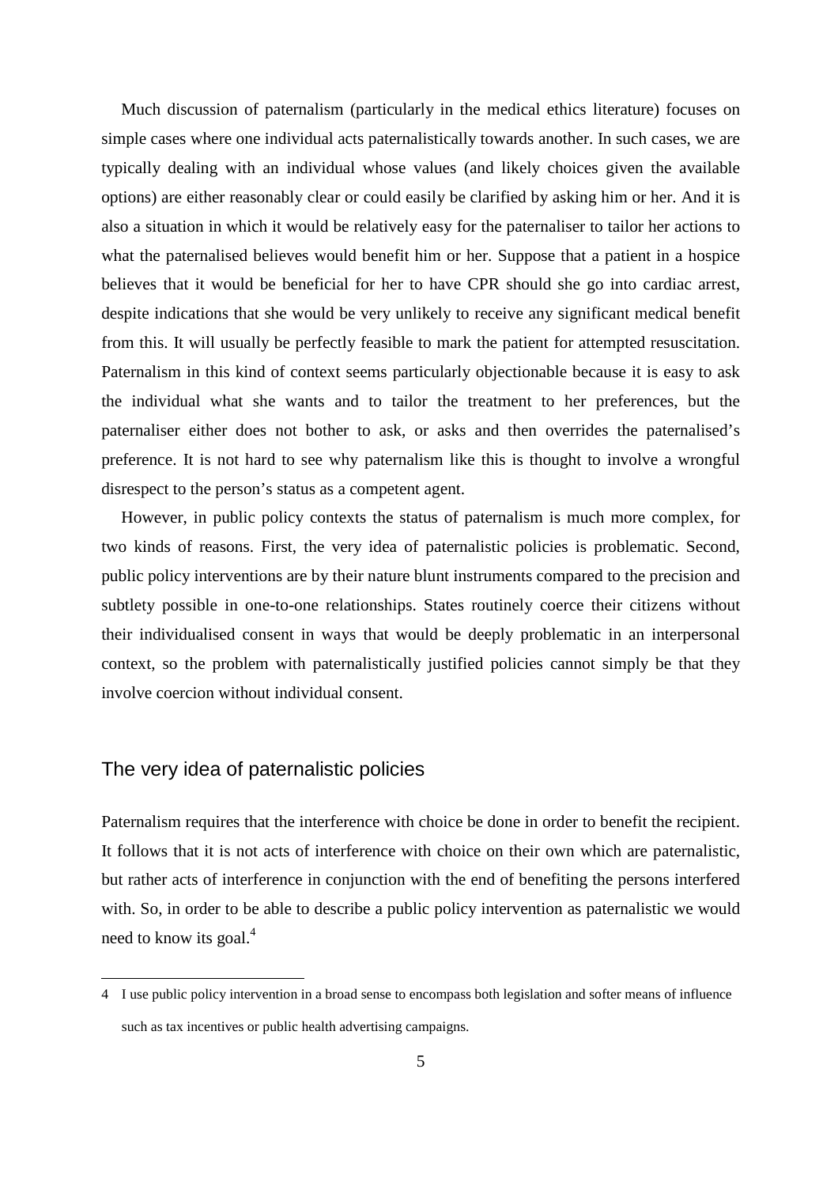Much discussion of paternalism (particularly in the medical ethics literature) focuses on simple cases where one individual acts paternalistically towards another. In such cases, we are typically dealing with an individual whose values (and likely choices given the available options) are either reasonably clear or could easily be clarified by asking him or her. And it is also a situation in which it would be relatively easy for the paternaliser to tailor her actions to what the paternalised believes would benefit him or her. Suppose that a patient in a hospice believes that it would be beneficial for her to have CPR should she go into cardiac arrest, despite indications that she would be very unlikely to receive any significant medical benefit from this. It will usually be perfectly feasible to mark the patient for attempted resuscitation. Paternalism in this kind of context seems particularly objectionable because it is easy to ask the individual what she wants and to tailor the treatment to her preferences, but the paternaliser either does not bother to ask, or asks and then overrides the paternalised's preference. It is not hard to see why paternalism like this is thought to involve a wrongful disrespect to the person's status as a competent agent.

However, in public policy contexts the status of paternalism is much more complex, for two kinds of reasons. First, the very idea of paternalistic policies is problematic. Second, public policy interventions are by their nature blunt instruments compared to the precision and subtlety possible in one-to-one relationships. States routinely coerce their citizens without their individualised consent in ways that would be deeply problematic in an interpersonal context, so the problem with paternalistically justified policies cannot simply be that they involve coercion without individual consent.

## The very idea of paternalistic policies

Paternalism requires that the interference with choice be done in order to benefit the recipient. It follows that it is not acts of interference with choice on their own which are paternalistic, but rather acts of interference in conjunction with the end of benefiting the persons interfered with. So, in order to be able to describe a public policy intervention as paternalistic we would need to know its goal.[4]

4 I use public policy intervention in a broad sense to encompass both legislation and softer means of influence such as tax incentives or public health advertising campaigns.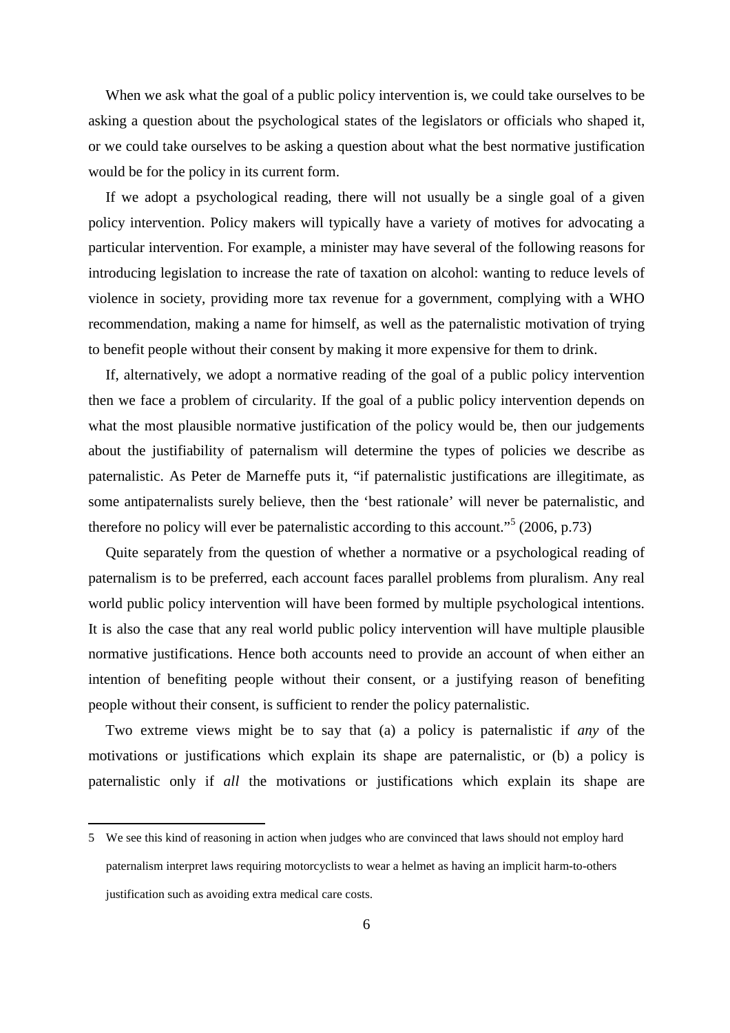When we ask what the goal of a public policy intervention is, we could take ourselves to be asking a question about the psychological states of the legislators or officials who shaped it, or we could take ourselves to be asking a question about what the best normative justification would be for the policy in its current form.

If we adopt a psychological reading, there will not usually be a single goal of a given policy intervention. Policy makers will typically have a variety of motives for advocating a particular intervention. For example, a minister may have several of the following reasons for introducing legislation to increase the rate of taxation on alcohol: wanting to reduce levels of violence in society, providing more tax revenue for a government, complying with a WHO recommendation, making a name for himself, as well as the paternalistic motivation of trying to benefit people without their consent by making it more expensive for them to drink.

If, alternatively, we adopt a normative reading of the goal of a public policy intervention then we face a problem of circularity. If the goal of a public policy intervention depends on what the most plausible normative justification of the policy would be, then our judgements about the justifiability of paternalism will determine the types of policies we describe as paternalistic. As Peter de Marneffe puts it, "if paternalistic justifications are illegitimate, as some antipaternalists surely believe, then the 'best rationale' will never be paternalistic, and therefore no policy will ever be paternalistic according to this account."[5] (2006, p.73)

Quite separately from the question of whether a normative or a psychological reading of paternalism is to be preferred, each account faces parallel problems from pluralism. Any real world public policy intervention will have been formed by multiple psychological intentions. It is also the case that any real world public policy intervention will have multiple plausible normative justifications. Hence both accounts need to provide an account of when either an intention of benefiting people without their consent, or a justifying reason of benefiting people without their consent, is sufficient to render the policy paternalistic.

Two extreme views might be to say that (a) a policy is paternalistic if *any* of the motivations or justifications which explain its shape are paternalistic, or (b) a policy is paternalistic only if *all* the motivations or justifications which explain its shape are

---

5 We see this kind of reasoning in action when judges who are convinced that laws should not employ hard paternalism interpret laws requiring motorcyclists to wear a helmet as having an implicit harm-to-others justification such as avoiding extra medical care costs.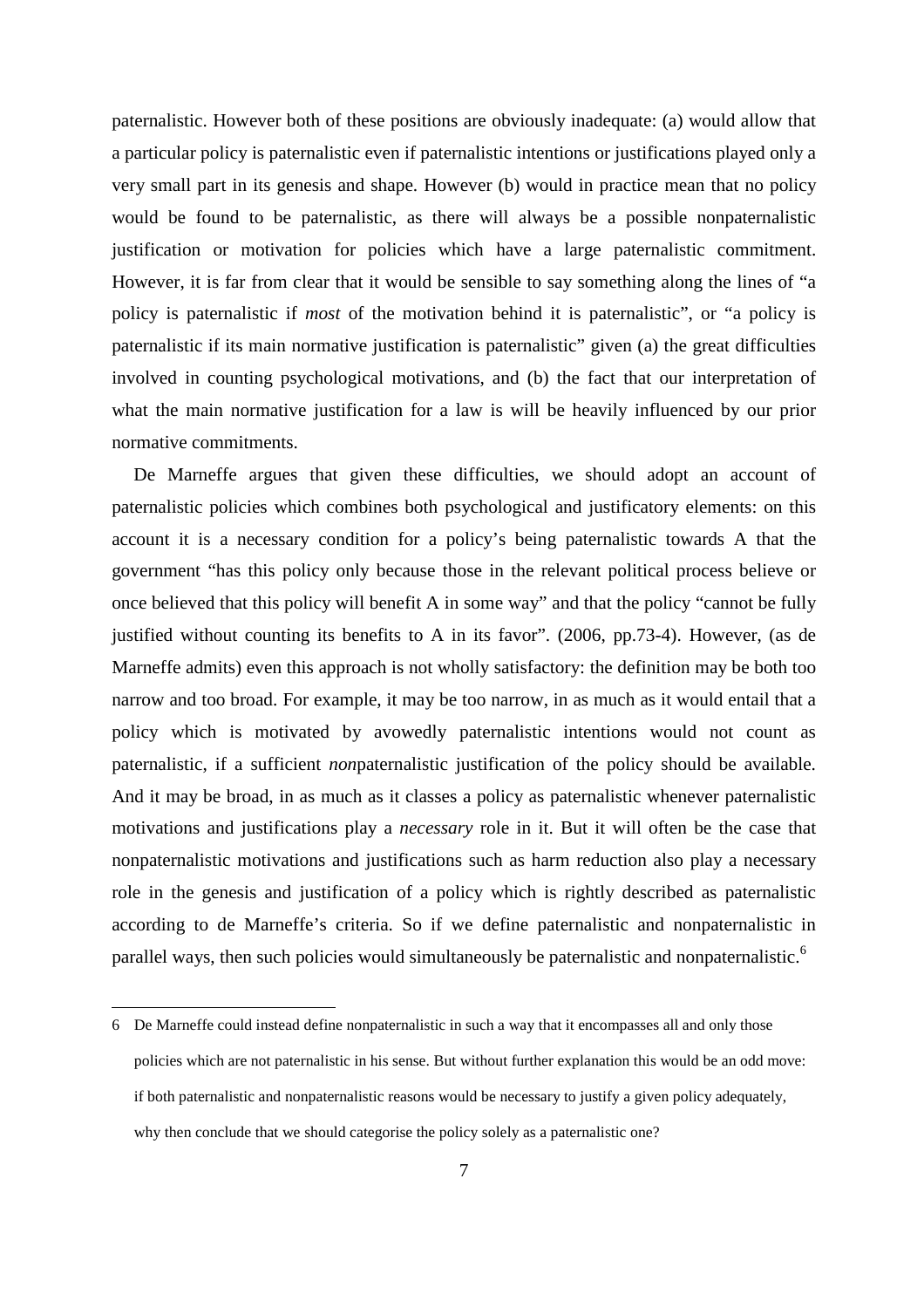paternalistic. However both of these positions are obviously inadequate: (a) would allow that a particular policy is paternalistic even if paternalistic intentions or justifications played only a very small part in its genesis and shape. However (b) would in practice mean that no policy would be found to be paternalistic, as there will always be a possible nonpaternalistic justification or motivation for policies which have a large paternalistic commitment. However, it is far from clear that it would be sensible to say something along the lines of "a policy is paternalistic if *most* of the motivation behind it is paternalistic", or "a policy is paternalistic if its main normative justification is paternalistic" given (a) the great difficulties involved in counting psychological motivations, and (b) the fact that our interpretation of what the main normative justification for a law is will be heavily influenced by our prior normative commitments.

De Marneffe argues that given these difficulties, we should adopt an account of paternalistic policies which combines both psychological and justificatory elements: on this account it is a necessary condition for a policy's being paternalistic towards A that the government "has this policy only because those in the relevant political process believe or once believed that this policy will benefit A in some way" and that the policy "cannot be fully justified without counting its benefits to A in its favor". (2006, pp.73-4). However, (as de Marneffe admits) even this approach is not wholly satisfactory: the definition may be both too narrow and too broad. For example, it may be too narrow, in as much as it would entail that a policy which is motivated by avowedly paternalistic intentions would not count as paternalistic, if a sufficient *non*paternalistic justification of the policy should be available. And it may be broad, in as much as it classes a policy as paternalistic whenever paternalistic motivations and justifications play a *necessary* role in it. But it will often be the case that nonpaternalistic motivations and justifications such as harm reduction also play a necessary role in the genesis and justification of a policy which is rightly described as paternalistic according to de Marneffe's criteria. So if we define paternalistic and nonpaternalistic in parallel ways, then such policies would simultaneously be paternalistic and nonpaternalistic.[6]

---

6 De Marneffe could instead define nonpaternalistic in such a way that it encompasses all and only those policies which are not paternalistic in his sense. But without further explanation this would be an odd move: if both paternalistic and nonpaternalistic reasons would be necessary to justify a given policy adequately, why then conclude that we should categorise the policy solely as a paternalistic one?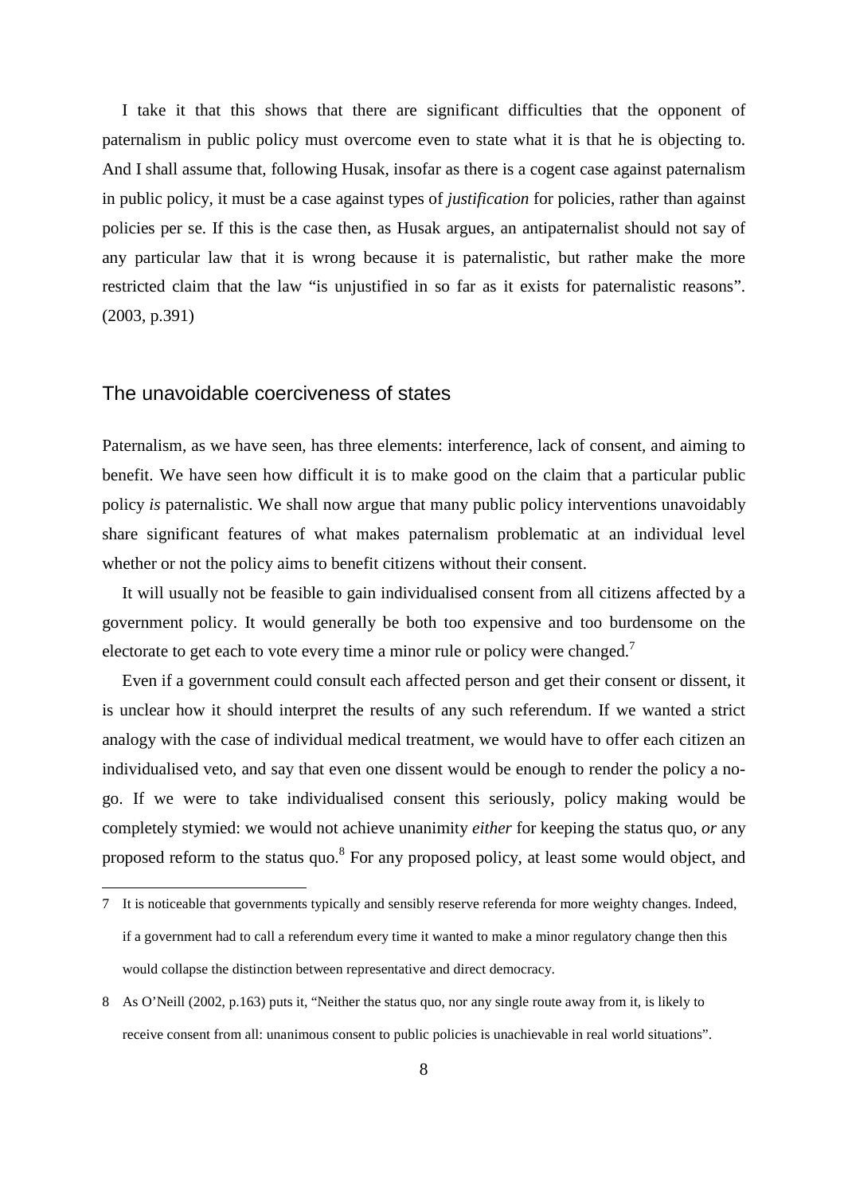I take it that this shows that there are significant difficulties that the opponent of paternalism in public policy must overcome even to state what it is that he is objecting to. And I shall assume that, following Husak, insofar as there is a cogent case against paternalism in public policy, it must be a case against types of *justification* for policies, rather than against policies per se. If this is the case then, as Husak argues, an antipaternalist should not say of any particular law that it is wrong because it is paternalistic, but rather make the more restricted claim that the law "is unjustified in so far as it exists for paternalistic reasons". (2003, p.391)

## The unavoidable coerciveness of states

Paternalism, as we have seen, has three elements: interference, lack of consent, and aiming to benefit. We have seen how difficult it is to make good on the claim that a particular public policy *is* paternalistic. We shall now argue that many public policy interventions unavoidably share significant features of what makes paternalism problematic at an individual level whether or not the policy aims to benefit citizens without their consent.

It will usually not be feasible to gain individualised consent from all citizens affected by a government policy. It would generally be both too expensive and too burdensome on the electorate to get each to vote every time a minor rule or policy were changed.[7]

Even if a government could consult each affected person and get their consent or dissent, it is unclear how it should interpret the results of any such referendum. If we wanted a strict analogy with the case of individual medical treatment, we would have to offer each citizen an individualised veto, and say that even one dissent would be enough to render the policy a no-go. If we were to take individualised consent this seriously, policy making would be completely stymied: we would not achieve unanimity *either* for keeping the status quo, *or* any proposed reform to the status quo.[8] For any proposed policy, at least some would object, and

---

7 It is noticeable that governments typically and sensibly reserve referenda for more weighty changes. Indeed, if a government had to call a referendum every time it wanted to make a minor regulatory change then this would collapse the distinction between representative and direct democracy.

8 As O'Neill (2002, p.163) puts it, "Neither the status quo, nor any single route away from it, is likely to receive consent from all: unanimous consent to public policies is unachievable in real world situations".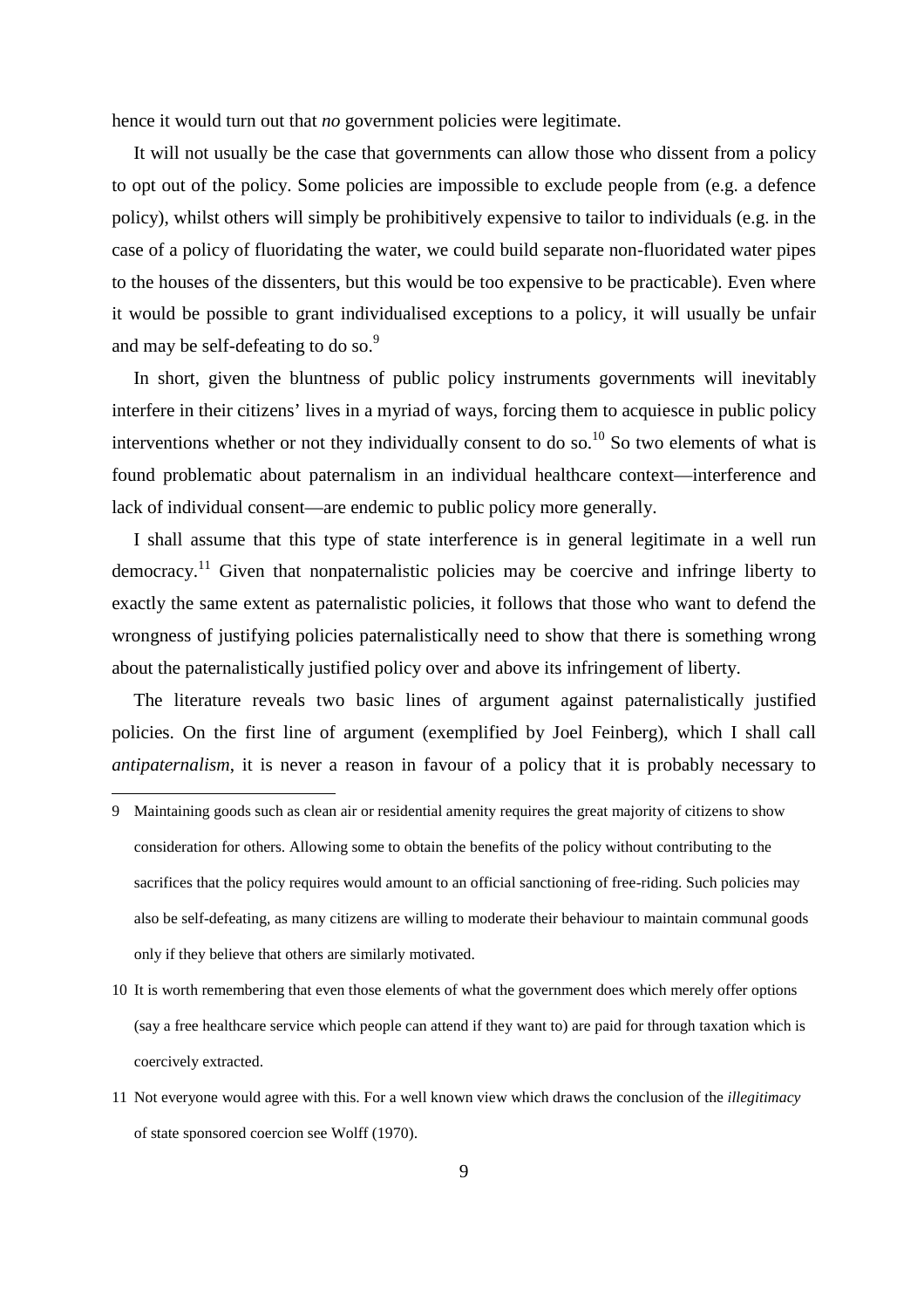hence it would turn out that *no* government policies were legitimate.

It will not usually be the case that governments can allow those who dissent from a policy to opt out of the policy. Some policies are impossible to exclude people from (e.g. a defence policy), whilst others will simply be prohibitively expensive to tailor to individuals (e.g. in the case of a policy of fluoridating the water, we could build separate non-fluoridated water pipes to the houses of the dissenters, but this would be too expensive to be practicable). Even where it would be possible to grant individualised exceptions to a policy, it will usually be unfair and may be self-defeating to do so.[9]

In short, given the bluntness of public policy instruments governments will inevitably interfere in their citizens' lives in a myriad of ways, forcing them to acquiesce in public policy interventions whether or not they individually consent to do so.[10] So two elements of what is found problematic about paternalism in an individual healthcare context—interference and lack of individual consent—are endemic to public policy more generally.

I shall assume that this type of state interference is in general legitimate in a well run democracy.[11] Given that nonpaternalistic policies may be coercive and infringe liberty to exactly the same extent as paternalistic policies, it follows that those who want to defend the wrongness of justifying policies paternalistically need to show that there is something wrong about the paternalistically justified policy over and above its infringement of liberty.

The literature reveals two basic lines of argument against paternalistically justified policies. On the first line of argument (exemplified by Joel Feinberg), which I shall call *antipaternalism*, it is never a reason in favour of a policy that it is probably necessary to

---

9 Maintaining goods such as clean air or residential amenity requires the great majority of citizens to show consideration for others. Allowing some to obtain the benefits of the policy without contributing to the sacrifices that the policy requires would amount to an official sanctioning of free-riding. Such policies may also be self-defeating, as many citizens are willing to moderate their behaviour to maintain communal goods only if they believe that others are similarly motivated.

10 It is worth remembering that even those elements of what the government does which merely offer options (say a free healthcare service which people can attend if they want to) are paid for through taxation which is coercively extracted.

11 Not everyone would agree with this. For a well known view which draws the conclusion of the *illegitimacy* of state sponsored coercion see Wolff (1970).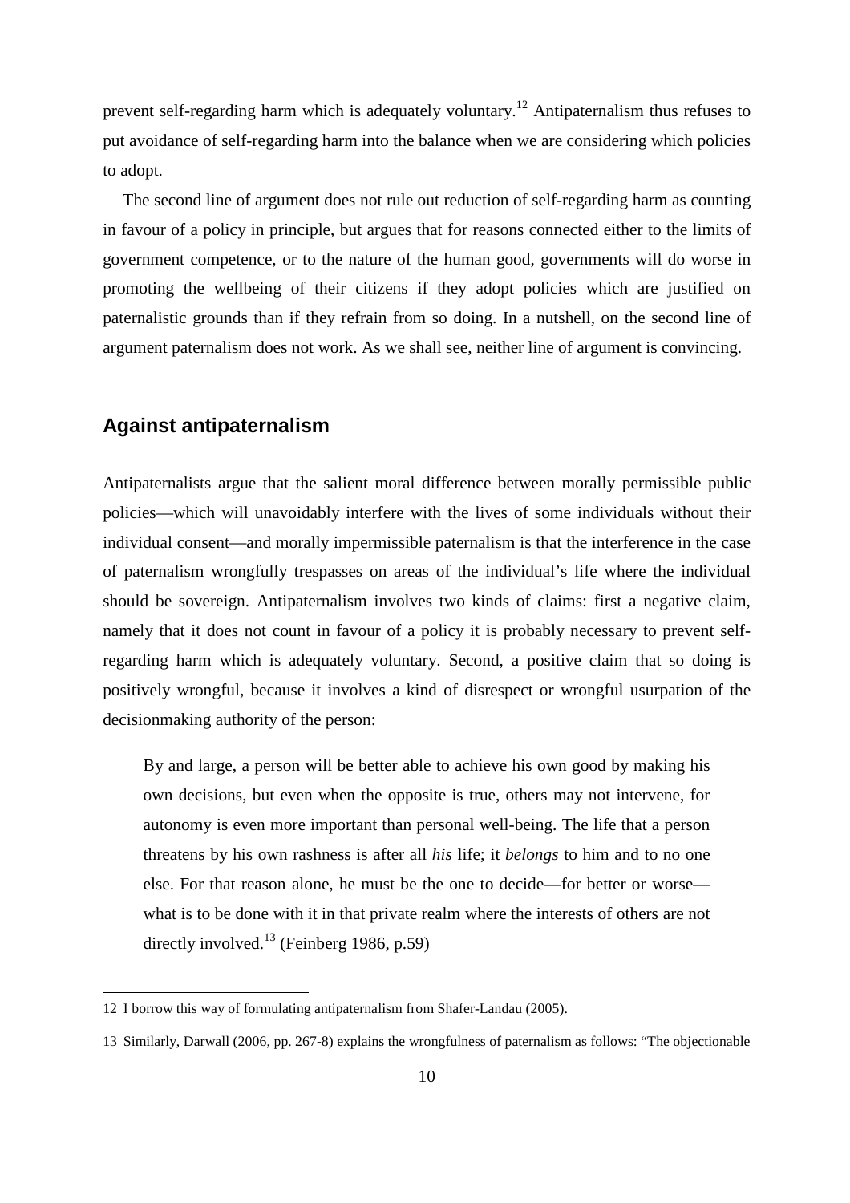prevent self-regarding harm which is adequately voluntary.[12] Antipaternalism thus refuses to put avoidance of self-regarding harm into the balance when we are considering which policies to adopt.

The second line of argument does not rule out reduction of self-regarding harm as counting in favour of a policy in principle, but argues that for reasons connected either to the limits of government competence, or to the nature of the human good, governments will do worse in promoting the wellbeing of their citizens if they adopt policies which are justified on paternalistic grounds than if they refrain from so doing. In a nutshell, on the second line of argument paternalism does not work. As we shall see, neither line of argument is convincing.

## Against antipaternalism

Antipaternalists argue that the salient moral difference between morally permissible public policies—which will unavoidably interfere with the lives of some individuals without their individual consent—and morally impermissible paternalism is that the interference in the case of paternalism wrongfully trespasses on areas of the individual's life where the individual should be sovereign. Antipaternalism involves two kinds of claims: first a negative claim, namely that it does not count in favour of a policy it is probably necessary to prevent self-regarding harm which is adequately voluntary. Second, a positive claim that so doing is positively wrongful, because it involves a kind of disrespect or wrongful usurpation of the decisionmaking authority of the person:

> By and large, a person will be better able to achieve his own good by making his own decisions, but even when the opposite is true, others may not intervene, for autonomy is even more important than personal well-being. The life that a person threatens by his own rashness is after all *his* life; it *belongs* to him and to no one else. For that reason alone, he must be the one to decide—for better or worse—what is to be done with it in that private realm where the interests of others are not directly involved.[13] (Feinberg 1986, p.59)

12 I borrow this way of formulating antipaternalism from Shafer-Landau (2005).

13 Similarly, Darwall (2006, pp. 267-8) explains the wrongfulness of paternalism as follows: "The objectionable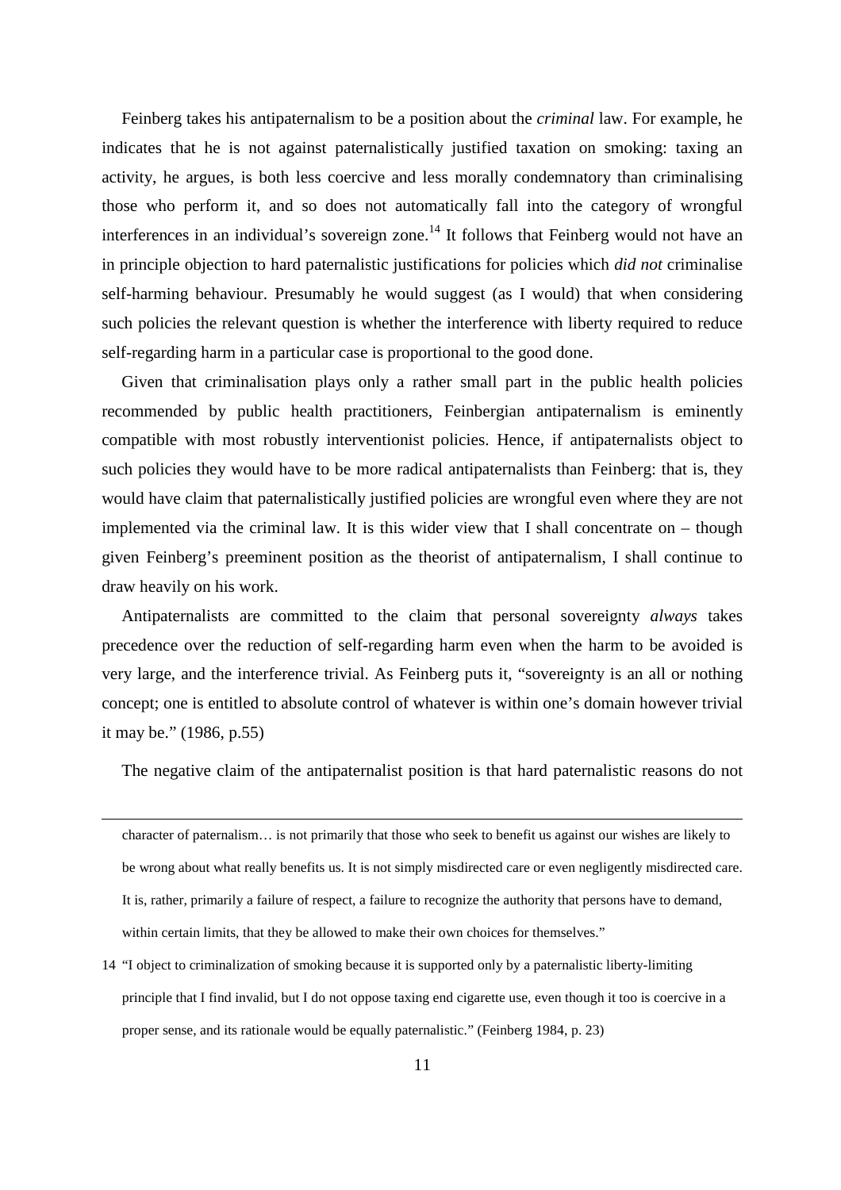Feinberg takes his antipaternalism to be a position about the *criminal* law. For example, he indicates that he is not against paternalistically justified taxation on smoking: taxing an activity, he argues, is both less coercive and less morally condemnatory than criminalising those who perform it, and so does not automatically fall into the category of wrongful interferences in an individual's sovereign zone.[14] It follows that Feinberg would not have an in principle objection to hard paternalistic justifications for policies which *did not* criminalise self-harming behaviour. Presumably he would suggest (as I would) that when considering such policies the relevant question is whether the interference with liberty required to reduce self-regarding harm in a particular case is proportional to the good done.

Given that criminalisation plays only a rather small part in the public health policies recommended by public health practitioners, Feinbergian antipaternalism is eminently compatible with most robustly interventionist policies. Hence, if antipaternalists object to such policies they would have to be more radical antipaternalists than Feinberg: that is, they would have claim that paternalistically justified policies are wrongful even where they are not implemented via the criminal law. It is this wider view that I shall concentrate on – though given Feinberg's preeminent position as the theorist of antipaternalism, I shall continue to draw heavily on his work.

Antipaternalists are committed to the claim that personal sovereignty *always* takes precedence over the reduction of self-regarding harm even when the harm to be avoided is very large, and the interference trivial. As Feinberg puts it, "sovereignty is an all or nothing concept; one is entitled to absolute control of whatever is within one's domain however trivial it may be." (1986, p.55)

The negative claim of the antipaternalist position is that hard paternalistic reasons do not

---

character of paternalism… is not primarily that those who seek to benefit us against our wishes are likely to be wrong about what really benefits us. It is not simply misdirected care or even negligently misdirected care. It is, rather, primarily a failure of respect, a failure to recognize the authority that persons have to demand, within certain limits, that they be allowed to make their own choices for themselves."

14 "I object to criminalization of smoking because it is supported only by a paternalistic liberty-limiting principle that I find invalid, but I do not oppose taxing end cigarette use, even though it too is coercive in a proper sense, and its rationale would be equally paternalistic." (Feinberg 1984, p. 23)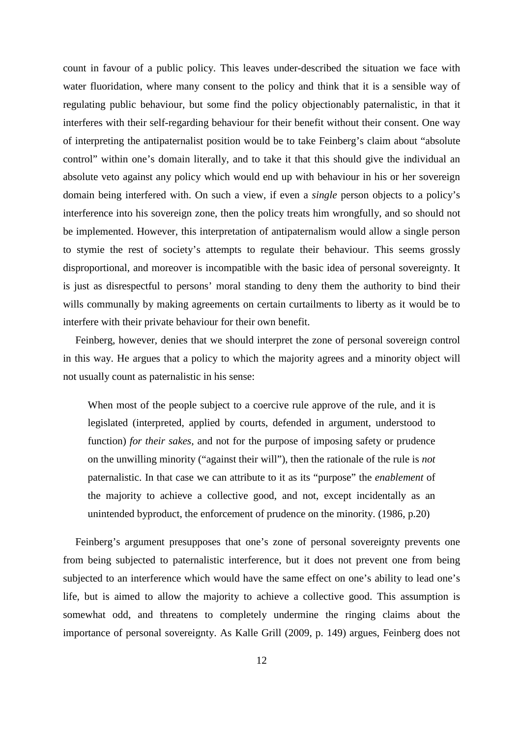count in favour of a public policy. This leaves under-described the situation we face with water fluoridation, where many consent to the policy and think that it is a sensible way of regulating public behaviour, but some find the policy objectionably paternalistic, in that it interferes with their self-regarding behaviour for their benefit without their consent. One way of interpreting the antipaternalist position would be to take Feinberg's claim about "absolute control" within one's domain literally, and to take it that this should give the individual an absolute veto against any policy which would end up with behaviour in his or her sovereign domain being interfered with. On such a view, if even a *single* person objects to a policy's interference into his sovereign zone, then the policy treats him wrongfully, and so should not be implemented. However, this interpretation of antipaternalism would allow a single person to stymie the rest of society's attempts to regulate their behaviour. This seems grossly disproportional, and moreover is incompatible with the basic idea of personal sovereignty. It is just as disrespectful to persons' moral standing to deny them the authority to bind their wills communally by making agreements on certain curtailments to liberty as it would be to interfere with their private behaviour for their own benefit.

Feinberg, however, denies that we should interpret the zone of personal sovereign control in this way. He argues that a policy to which the majority agrees and a minority object will not usually count as paternalistic in his sense:

> When most of the people subject to a coercive rule approve of the rule, and it is legislated (interpreted, applied by courts, defended in argument, understood to function) *for their sakes*, and not for the purpose of imposing safety or prudence on the unwilling minority ("against their will"), then the rationale of the rule is *not* paternalistic. In that case we can attribute to it as its "purpose" the *enablement* of the majority to achieve a collective good, and not, except incidentally as an unintended byproduct, the enforcement of prudence on the minority. (1986, p.20)

Feinberg's argument presupposes that one's zone of personal sovereignty prevents one from being subjected to paternalistic interference, but it does not prevent one from being subjected to an interference which would have the same effect on one's ability to lead one's life, but is aimed to allow the majority to achieve a collective good. This assumption is somewhat odd, and threatens to completely undermine the ringing claims about the importance of personal sovereignty. As Kalle Grill (2009, p. 149) argues, Feinberg does not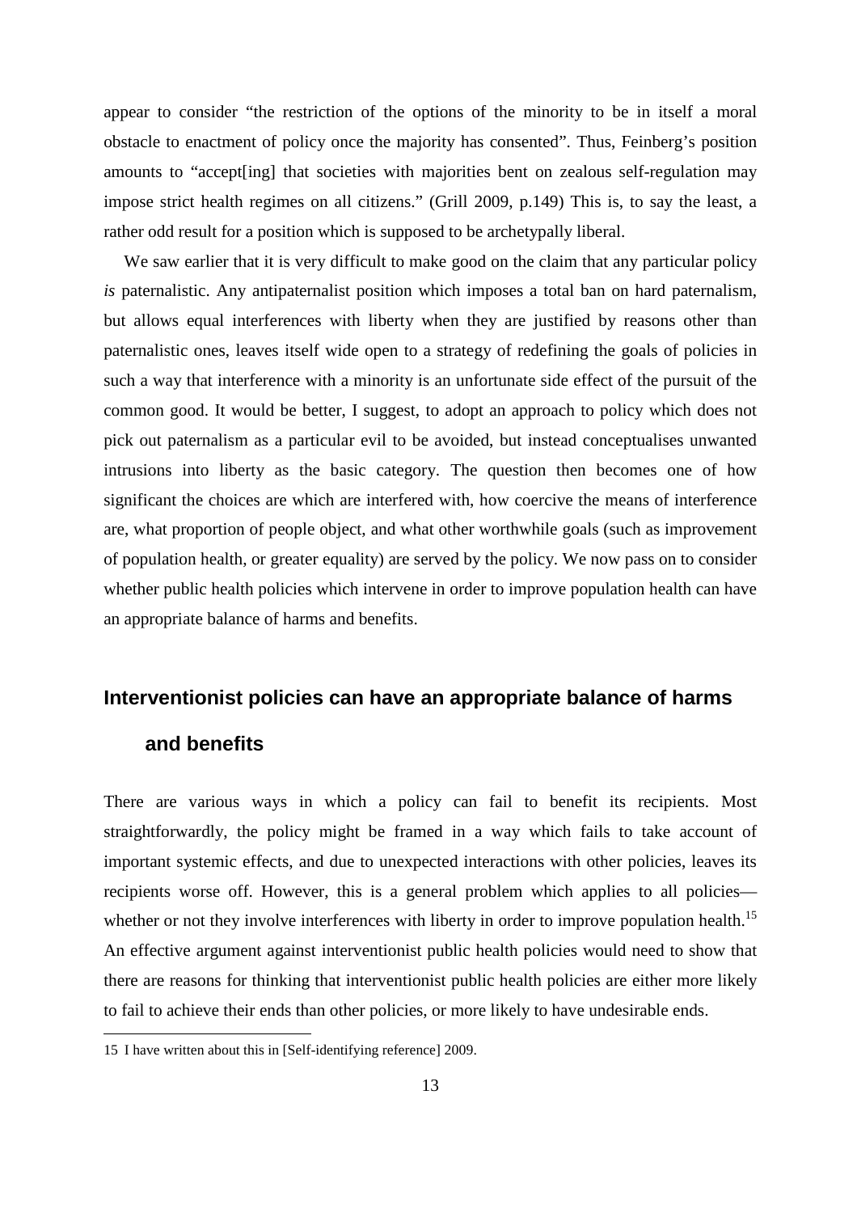appear to consider "the restriction of the options of the minority to be in itself a moral obstacle to enactment of policy once the majority has consented". Thus, Feinberg's position amounts to "accept[ing] that societies with majorities bent on zealous self-regulation may impose strict health regimes on all citizens." (Grill 2009, p.149) This is, to say the least, a rather odd result for a position which is supposed to be archetypally liberal.

We saw earlier that it is very difficult to make good on the claim that any particular policy *is* paternalistic. Any antipaternalist position which imposes a total ban on hard paternalism, but allows equal interferences with liberty when they are justified by reasons other than paternalistic ones, leaves itself wide open to a strategy of redefining the goals of policies in such a way that interference with a minority is an unfortunate side effect of the pursuit of the common good. It would be better, I suggest, to adopt an approach to policy which does not pick out paternalism as a particular evil to be avoided, but instead conceptualises unwanted intrusions into liberty as the basic category. The question then becomes one of how significant the choices are which are interfered with, how coercive the means of interference are, what proportion of people object, and what other worthwhile goals (such as improvement of population health, or greater equality) are served by the policy. We now pass on to consider whether public health policies which intervene in order to improve population health can have an appropriate balance of harms and benefits.

## Interventionist policies can have an appropriate balance of harms and benefits

There are various ways in which a policy can fail to benefit its recipients. Most straightforwardly, the policy might be framed in a way which fails to take account of important systemic effects, and due to unexpected interactions with other policies, leaves its recipients worse off. However, this is a general problem which applies to all policies—whether or not they involve interferences with liberty in order to improve population health.[15] An effective argument against interventionist public health policies would need to show that there are reasons for thinking that interventionist public health policies are either more likely to fail to achieve their ends than other policies, or more likely to have undesirable ends.

15 I have written about this in [Self-identifying reference] 2009.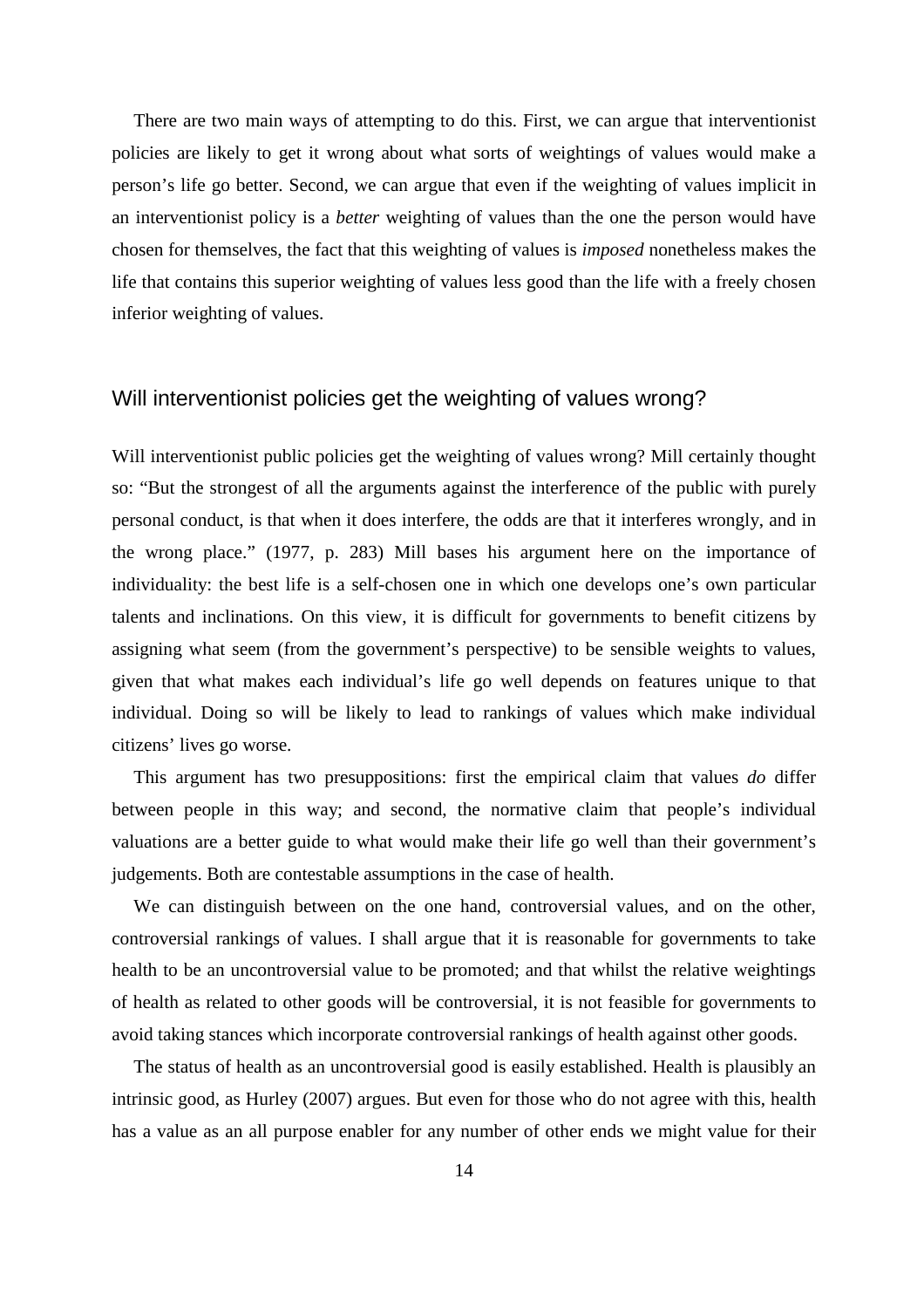There are two main ways of attempting to do this. First, we can argue that interventionist policies are likely to get it wrong about what sorts of weightings of values would make a person's life go better. Second, we can argue that even if the weighting of values implicit in an interventionist policy is a *better* weighting of values than the one the person would have chosen for themselves, the fact that this weighting of values is *imposed* nonetheless makes the life that contains this superior weighting of values less good than the life with a freely chosen inferior weighting of values.

## Will interventionist policies get the weighting of values wrong?

Will interventionist public policies get the weighting of values wrong? Mill certainly thought so: "But the strongest of all the arguments against the interference of the public with purely personal conduct, is that when it does interfere, the odds are that it interferes wrongly, and in the wrong place." (1977, p. 283) Mill bases his argument here on the importance of individuality: the best life is a self-chosen one in which one develops one's own particular talents and inclinations. On this view, it is difficult for governments to benefit citizens by assigning what seem (from the government's perspective) to be sensible weights to values, given that what makes each individual's life go well depends on features unique to that individual. Doing so will be likely to lead to rankings of values which make individual citizens' lives go worse.

This argument has two presuppositions: first the empirical claim that values *do* differ between people in this way; and second, the normative claim that people's individual valuations are a better guide to what would make their life go well than their government's judgements. Both are contestable assumptions in the case of health.

We can distinguish between on the one hand, controversial values, and on the other, controversial rankings of values. I shall argue that it is reasonable for governments to take health to be an uncontroversial value to be promoted; and that whilst the relative weightings of health as related to other goods will be controversial, it is not feasible for governments to avoid taking stances which incorporate controversial rankings of health against other goods.

The status of health as an uncontroversial good is easily established. Health is plausibly an intrinsic good, as Hurley (2007) argues. But even for those who do not agree with this, health has a value as an all purpose enabler for any number of other ends we might value for their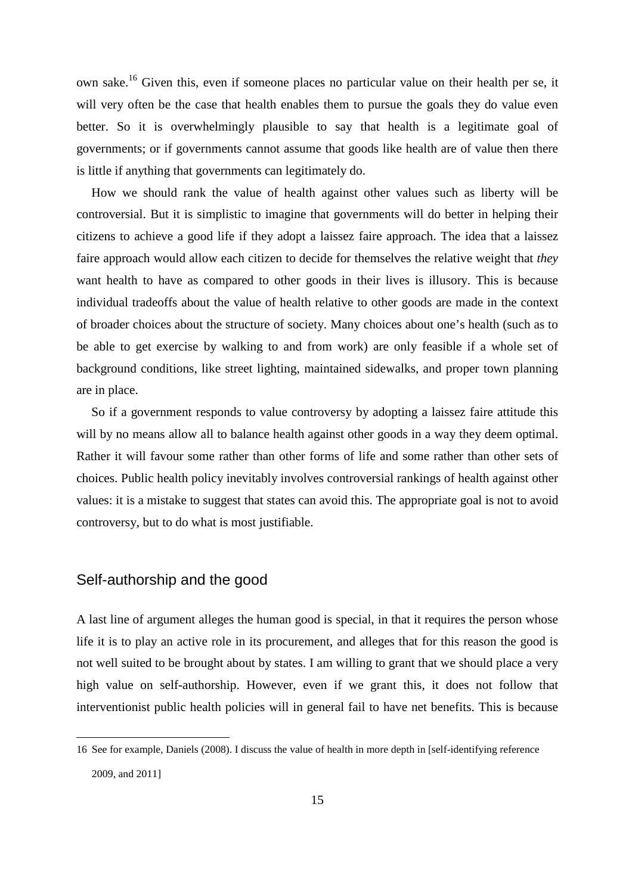own sake.[16] Given this, even if someone places no particular value on their health per se, it will very often be the case that health enables them to pursue the goals they do value even better. So it is overwhelmingly plausible to say that health is a legitimate goal of governments; or if governments cannot assume that goods like health are of value then there is little if anything that governments can legitimately do.

How we should rank the value of health against other values such as liberty will be controversial. But it is simplistic to imagine that governments will do better in helping their citizens to achieve a good life if they adopt a laissez faire approach. The idea that a laissez faire approach would allow each citizen to decide for themselves the relative weight that *they* want health to have as compared to other goods in their lives is illusory. This is because individual tradeoffs about the value of health relative to other goods are made in the context of broader choices about the structure of society. Many choices about one's health (such as to be able to get exercise by walking to and from work) are only feasible if a whole set of background conditions, like street lighting, maintained sidewalks, and proper town planning are in place.

So if a government responds to value controversy by adopting a laissez faire attitude this will by no means allow all to balance health against other goods in a way they deem optimal. Rather it will favour some rather than other forms of life and some rather than other sets of choices. Public health policy inevitably involves controversial rankings of health against other values: it is a mistake to suggest that states can avoid this. The appropriate goal is not to avoid controversy, but to do what is most justifiable.

## Self-authorship and the good

A last line of argument alleges the human good is special, in that it requires the person whose life it is to play an active role in its procurement, and alleges that for this reason the good is not well suited to be brought about by states. I am willing to grant that we should place a very high value on self-authorship. However, even if we grant this, it does not follow that interventionist public health policies will in general fail to have net benefits. This is because

---

16 See for example, Daniels (2008). I discuss the value of health in more depth in [self-identifying reference 2009, and 2011]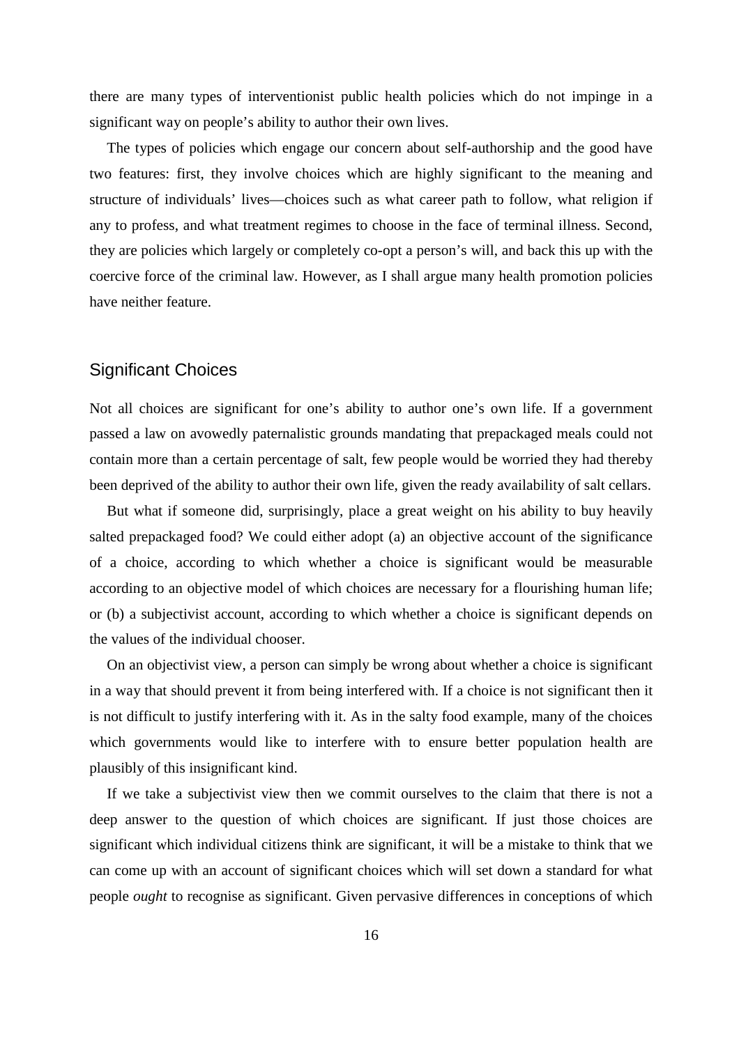there are many types of interventionist public health policies which do not impinge in a significant way on people's ability to author their own lives.

The types of policies which engage our concern about self-authorship and the good have two features: first, they involve choices which are highly significant to the meaning and structure of individuals' lives—choices such as what career path to follow, what religion if any to profess, and what treatment regimes to choose in the face of terminal illness. Second, they are policies which largely or completely co-opt a person's will, and back this up with the coercive force of the criminal law. However, as I shall argue many health promotion policies have neither feature.

## Significant Choices

Not all choices are significant for one's ability to author one's own life. If a government passed a law on avowedly paternalistic grounds mandating that prepackaged meals could not contain more than a certain percentage of salt, few people would be worried they had thereby been deprived of the ability to author their own life, given the ready availability of salt cellars.

But what if someone did, surprisingly, place a great weight on his ability to buy heavily salted prepackaged food? We could either adopt (a) an objective account of the significance of a choice, according to which whether a choice is significant would be measurable according to an objective model of which choices are necessary for a flourishing human life; or (b) a subjectivist account, according to which whether a choice is significant depends on the values of the individual chooser.

On an objectivist view, a person can simply be wrong about whether a choice is significant in a way that should prevent it from being interfered with. If a choice is not significant then it is not difficult to justify interfering with it. As in the salty food example, many of the choices which governments would like to interfere with to ensure better population health are plausibly of this insignificant kind.

If we take a subjectivist view then we commit ourselves to the claim that there is not a deep answer to the question of which choices are significant. If just those choices are significant which individual citizens think are significant, it will be a mistake to think that we can come up with an account of significant choices which will set down a standard for what people *ought* to recognise as significant. Given pervasive differences in conceptions of which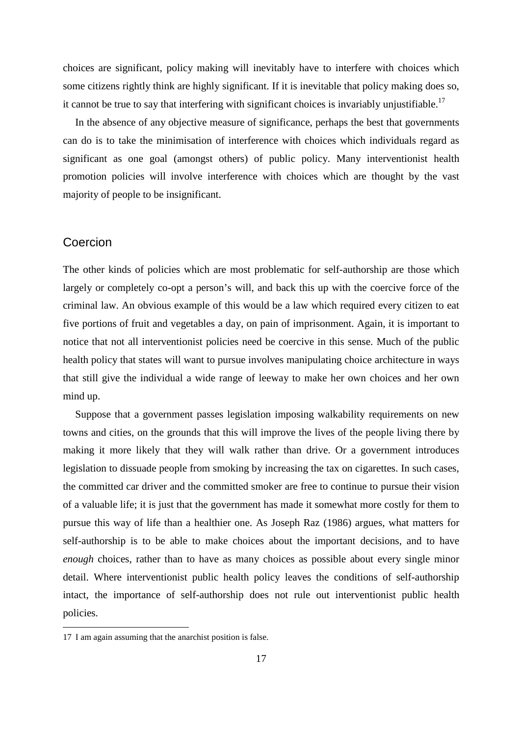choices are significant, policy making will inevitably have to interfere with choices which some citizens rightly think are highly significant. If it is inevitable that policy making does so, it cannot be true to say that interfering with significant choices is invariably unjustifiable.[17]

In the absence of any objective measure of significance, perhaps the best that governments can do is to take the minimisation of interference with choices which individuals regard as significant as one goal (amongst others) of public policy. Many interventionist health promotion policies will involve interference with choices which are thought by the vast majority of people to be insignificant.

## Coercion

The other kinds of policies which are most problematic for self-authorship are those which largely or completely co-opt a person's will, and back this up with the coercive force of the criminal law. An obvious example of this would be a law which required every citizen to eat five portions of fruit and vegetables a day, on pain of imprisonment. Again, it is important to notice that not all interventionist policies need be coercive in this sense. Much of the public health policy that states will want to pursue involves manipulating choice architecture in ways that still give the individual a wide range of leeway to make her own choices and her own mind up.

Suppose that a government passes legislation imposing walkability requirements on new towns and cities, on the grounds that this will improve the lives of the people living there by making it more likely that they will walk rather than drive. Or a government introduces legislation to dissuade people from smoking by increasing the tax on cigarettes. In such cases, the committed car driver and the committed smoker are free to continue to pursue their vision of a valuable life; it is just that the government has made it somewhat more costly for them to pursue this way of life than a healthier one. As Joseph Raz (1986) argues, what matters for self-authorship is to be able to make choices about the important decisions, and to have *enough* choices, rather than to have as many choices as possible about every single minor detail. Where interventionist public health policy leaves the conditions of self-authorship intact, the importance of self-authorship does not rule out interventionist public health policies.

17 I am again assuming that the anarchist position is false.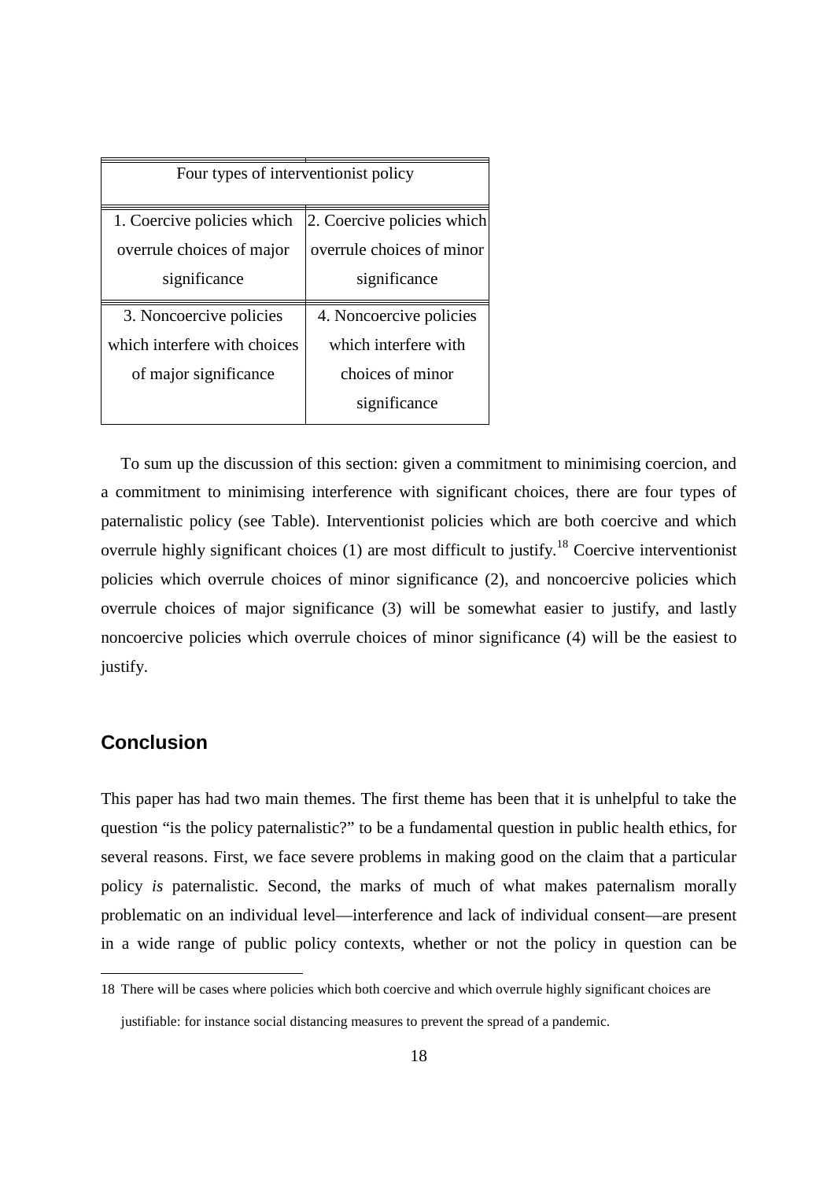| Four types of interventionist policy | |
|---|---|
| 1. Coercive policies which overrule choices of major significance | 2. Coercive policies which overrule choices of minor significance |
| 3. Noncoercive policies which interfere with choices of major significance | 4. Noncoercive policies which interfere with choices of minor significance |

To sum up the discussion of this section: given a commitment to minimising coercion, and a commitment to minimising interference with significant choices, there are four types of paternalistic policy (see Table). Interventionist policies which are both coercive and which overrule highly significant choices (1) are most difficult to justify.[18] Coercive interventionist policies which overrule choices of minor significance (2), and noncoercive policies which overrule choices of major significance (3) will be somewhat easier to justify, and lastly noncoercive policies which overrule choices of minor significance (4) will be the easiest to justify.

## Conclusion

This paper has had two main themes. The first theme has been that it is unhelpful to take the question "is the policy paternalistic?" to be a fundamental question in public health ethics, for several reasons. First, we face severe problems in making good on the claim that a particular policy *is* paternalistic. Second, the marks of much of what makes paternalism morally problematic on an individual level—interference and lack of individual consent—are present in a wide range of public policy contexts, whether or not the policy in question can be

---

18 There will be cases where policies which both coercive and which overrule highly significant choices are justifiable: for instance social distancing measures to prevent the spread of a pandemic.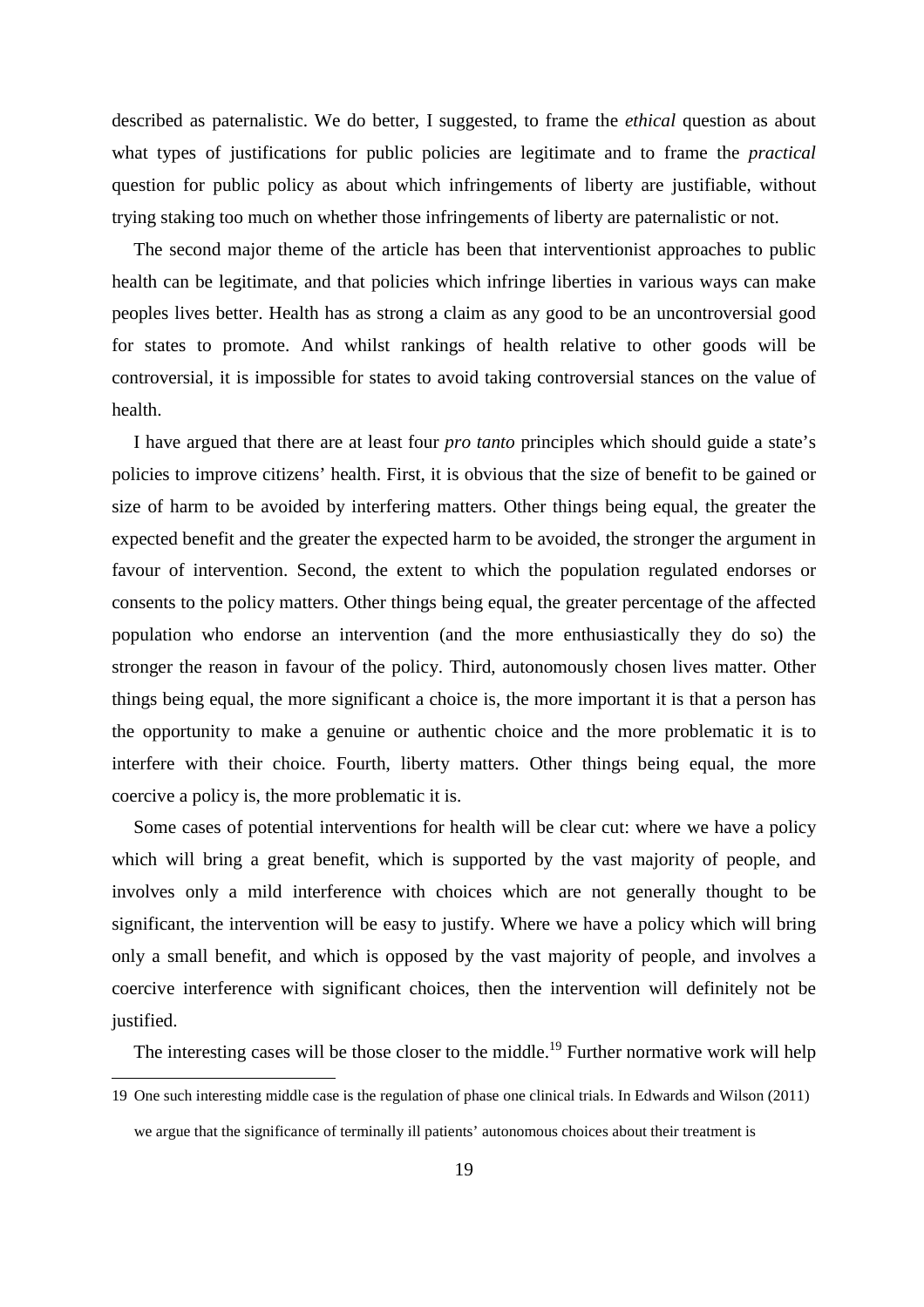described as paternalistic. We do better, I suggested, to frame the *ethical* question as about what types of justifications for public policies are legitimate and to frame the *practical* question for public policy as about which infringements of liberty are justifiable, without trying staking too much on whether those infringements of liberty are paternalistic or not.

The second major theme of the article has been that interventionist approaches to public health can be legitimate, and that policies which infringe liberties in various ways can make peoples lives better. Health has as strong a claim as any good to be an uncontroversial good for states to promote. And whilst rankings of health relative to other goods will be controversial, it is impossible for states to avoid taking controversial stances on the value of health.

I have argued that there are at least four *pro tanto* principles which should guide a state's policies to improve citizens' health. First, it is obvious that the size of benefit to be gained or size of harm to be avoided by interfering matters. Other things being equal, the greater the expected benefit and the greater the expected harm to be avoided, the stronger the argument in favour of intervention. Second, the extent to which the population regulated endorses or consents to the policy matters. Other things being equal, the greater percentage of the affected population who endorse an intervention (and the more enthusiastically they do so) the stronger the reason in favour of the policy. Third, autonomously chosen lives matter. Other things being equal, the more significant a choice is, the more important it is that a person has the opportunity to make a genuine or authentic choice and the more problematic it is to interfere with their choice. Fourth, liberty matters. Other things being equal, the more coercive a policy is, the more problematic it is.

Some cases of potential interventions for health will be clear cut: where we have a policy which will bring a great benefit, which is supported by the vast majority of people, and involves only a mild interference with choices which are not generally thought to be significant, the intervention will be easy to justify. Where we have a policy which will bring only a small benefit, and which is opposed by the vast majority of people, and involves a coercive interference with significant choices, then the intervention will definitely not be justified.

The interesting cases will be those closer to the middle.[19] Further normative work will help

19 One such interesting middle case is the regulation of phase one clinical trials. In Edwards and Wilson (2011) we argue that the significance of terminally ill patients' autonomous choices about their treatment is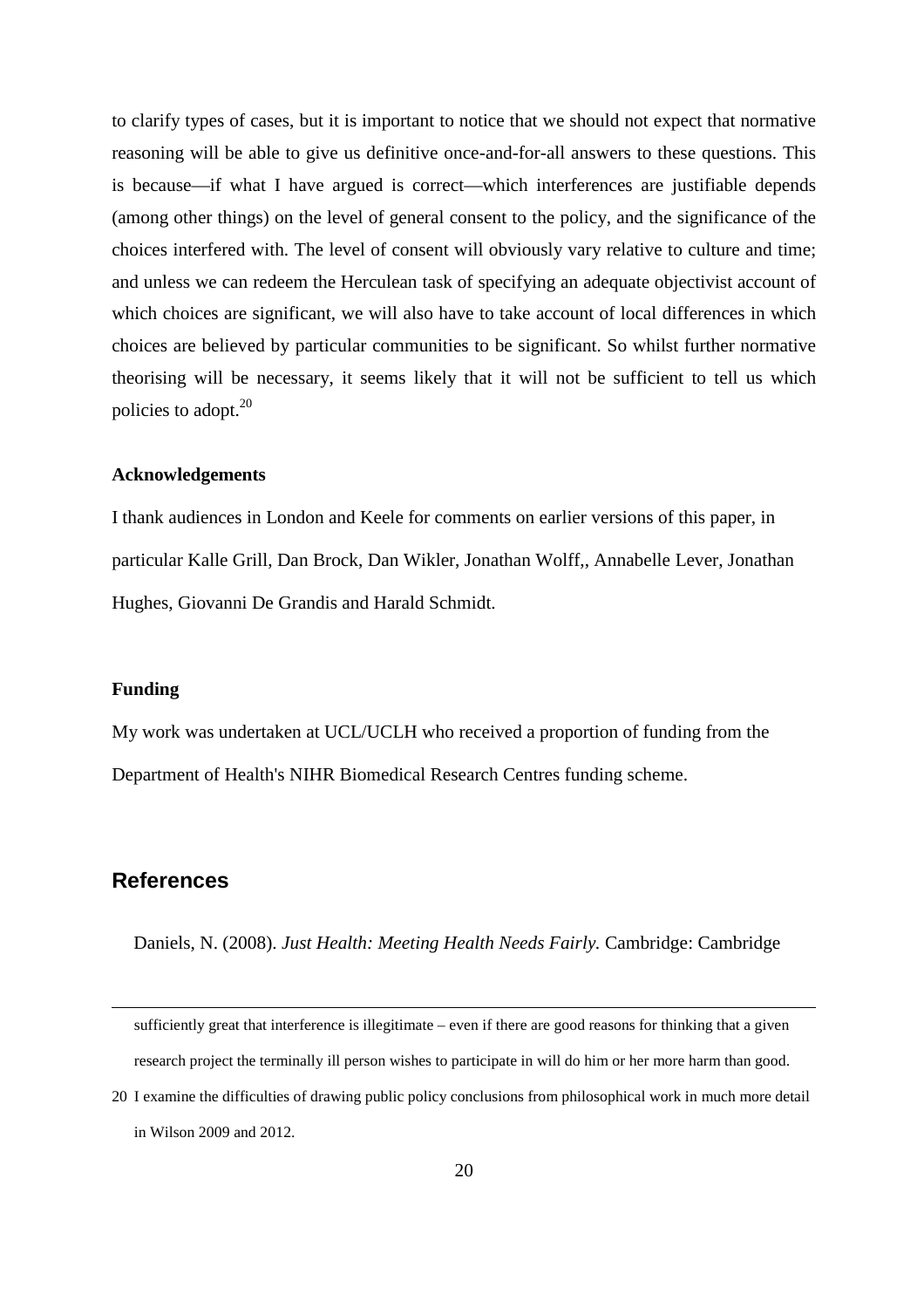to clarify types of cases, but it is important to notice that we should not expect that normative reasoning will be able to give us definitive once-and-for-all answers to these questions. This is because—if what I have argued is correct—which interferences are justifiable depends (among other things) on the level of general consent to the policy, and the significance of the choices interfered with. The level of consent will obviously vary relative to culture and time; and unless we can redeem the Herculean task of specifying an adequate objectivist account of which choices are significant, we will also have to take account of local differences in which choices are believed by particular communities to be significant. So whilst further normative theorising will be necessary, it seems likely that it will not be sufficient to tell us which policies to adopt.[20]

**Acknowledgements**

I thank audiences in London and Keele for comments on earlier versions of this paper, in particular Kalle Grill, Dan Brock, Dan Wikler, Jonathan Wolff,, Annabelle Lever, Jonathan Hughes, Giovanni De Grandis and Harald Schmidt.

**Funding**

My work was undertaken at UCL/UCLH who received a proportion of funding from the Department of Health's NIHR Biomedical Research Centres funding scheme.

## References

Daniels, N. (2008). *Just Health: Meeting Health Needs Fairly.* Cambridge: Cambridge

---

sufficiently great that interference is illegitimate – even if there are good reasons for thinking that a given research project the terminally ill person wishes to participate in will do him or her more harm than good.

20 I examine the difficulties of drawing public policy conclusions from philosophical work in much more detail in Wilson 2009 and 2012.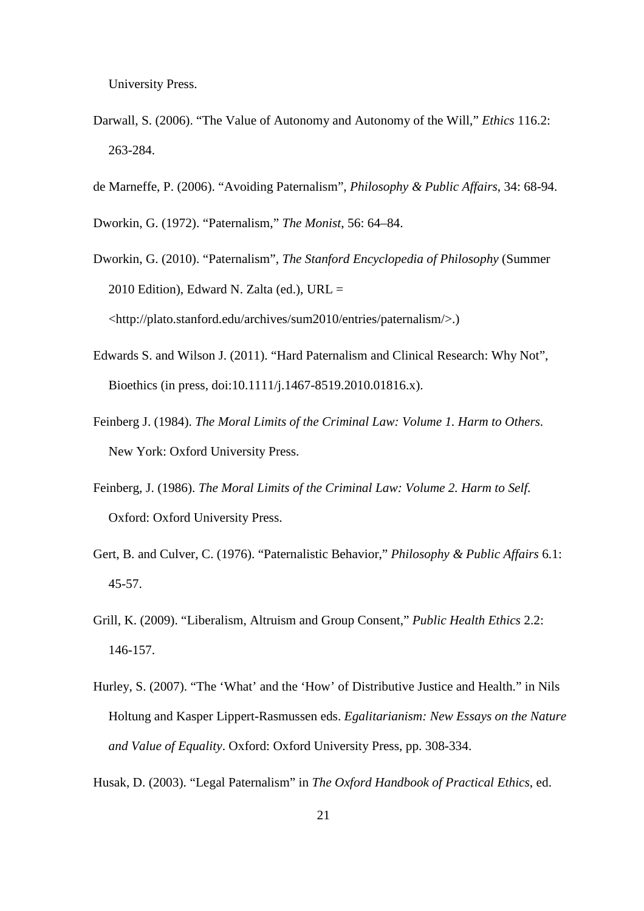University Press.

Darwall, S. (2006). "The Value of Autonomy and Autonomy of the Will," *Ethics* 116.2: 263-284.

de Marneffe, P. (2006). "Avoiding Paternalism", *Philosophy & Public Affairs*, 34: 68-94.

Dworkin, G. (1972). "Paternalism," *The Monist*, 56: 64–84.

Dworkin, G. (2010). "Paternalism", *The Stanford Encyclopedia of Philosophy* (Summer 2010 Edition), Edward N. Zalta (ed.), URL = <http://plato.stanford.edu/archives/sum2010/entries/paternalism/>.)

Edwards S. and Wilson J. (2011). "Hard Paternalism and Clinical Research: Why Not", Bioethics (in press, doi:10.1111/j.1467-8519.2010.01816.x).

Feinberg J. (1984). *The Moral Limits of the Criminal Law: Volume 1. Harm to Others.* New York: Oxford University Press.

Feinberg, J. (1986). *The Moral Limits of the Criminal Law: Volume 2. Harm to Self.* Oxford: Oxford University Press.

Gert, B. and Culver, C. (1976). "Paternalistic Behavior," *Philosophy & Public Affairs* 6.1: 45-57.

Grill, K. (2009). "Liberalism, Altruism and Group Consent," *Public Health Ethics* 2.2: 146-157.

Hurley, S. (2007). "The 'What' and the 'How' of Distributive Justice and Health." in Nils Holtung and Kasper Lippert-Rasmussen eds. *Egalitarianism: New Essays on the Nature and Value of Equality*. Oxford: Oxford University Press, pp. 308-334.

Husak, D. (2003). "Legal Paternalism" in *The Oxford Handbook of Practical Ethics*, ed.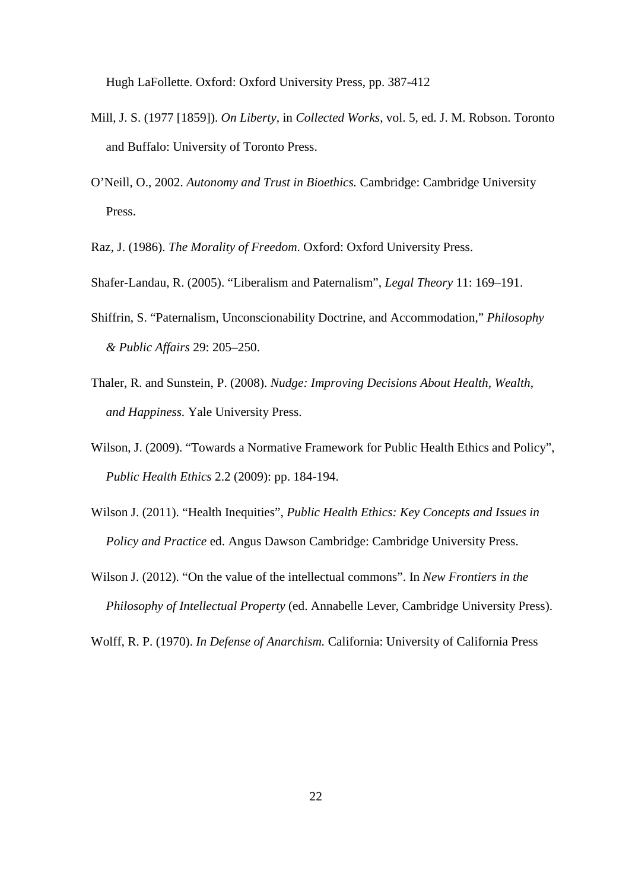Hugh LaFollette. Oxford: Oxford University Press, pp. 387-412

Mill, J. S. (1977 [1859]). *On Liberty*, in *Collected Works*, vol. 5, ed. J. M. Robson. Toronto and Buffalo: University of Toronto Press.

O'Neill, O., 2002. *Autonomy and Trust in Bioethics.* Cambridge: Cambridge University Press.

Raz, J. (1986). *The Morality of Freedom*. Oxford: Oxford University Press.

Shafer-Landau, R. (2005). "Liberalism and Paternalism", *Legal Theory* 11: 169–191.

Shiffrin, S. "Paternalism, Unconscionability Doctrine, and Accommodation," *Philosophy & Public Affairs* 29: 205–250.

Thaler, R. and Sunstein, P. (2008). *Nudge: Improving Decisions About Health, Wealth, and Happiness.* Yale University Press.

Wilson, J. (2009). "Towards a Normative Framework for Public Health Ethics and Policy", *Public Health Ethics* 2.2 (2009): pp. 184-194.

Wilson J. (2011). "Health Inequities", *Public Health Ethics: Key Concepts and Issues in Policy and Practice* ed. Angus Dawson Cambridge: Cambridge University Press.

Wilson J. (2012). "On the value of the intellectual commons". In *New Frontiers in the Philosophy of Intellectual Property* (ed. Annabelle Lever, Cambridge University Press).

Wolff, R. P. (1970). *In Defense of Anarchism.* California: University of California Press